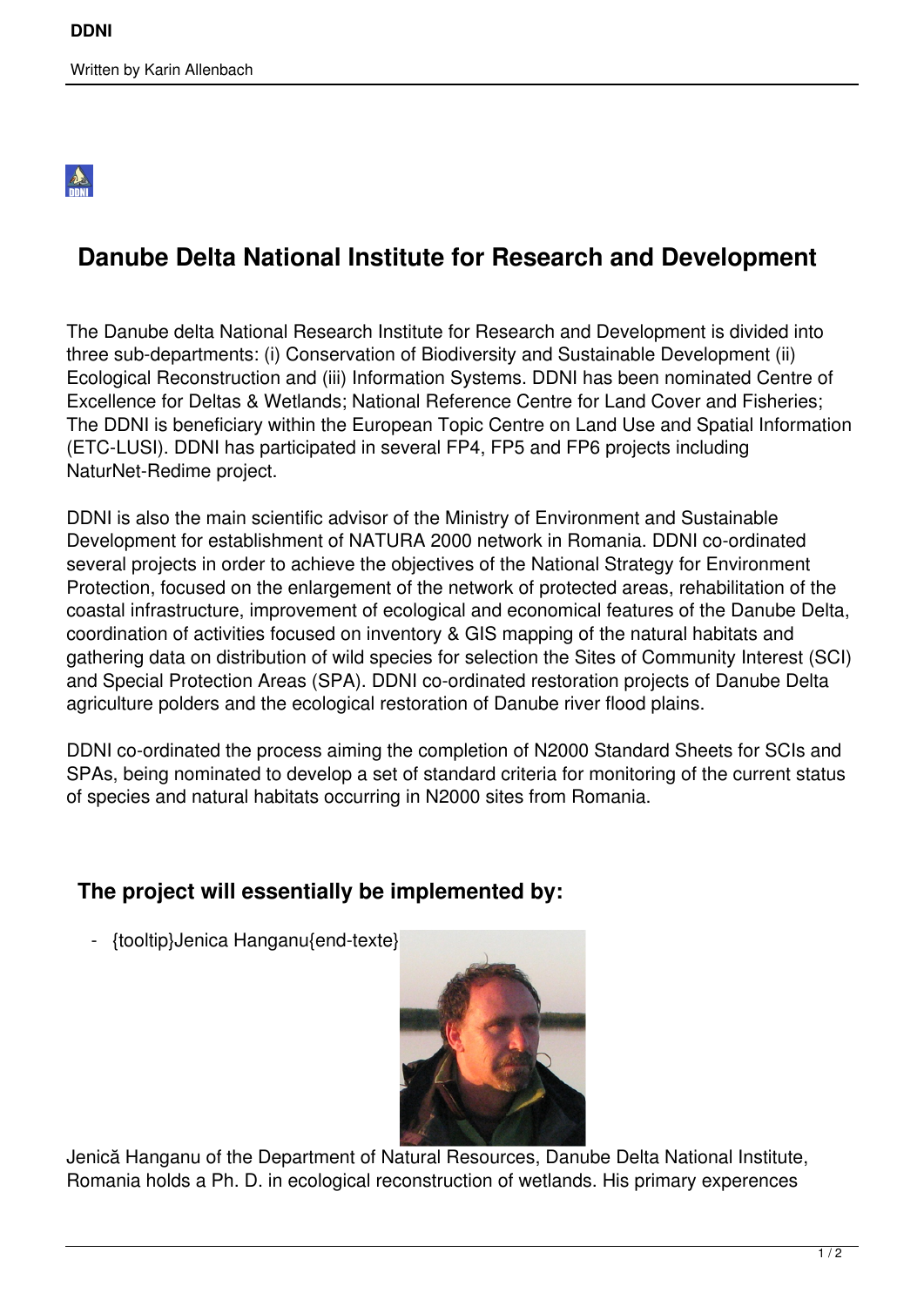# Danube Delta National Institute for Research and Development

The Danube delta National Research Institute for Research and Development is divided into three sub-departments: (i) Conservation of Biodiversity and Sustainable Development (ii) Ecological Reconstruction and (iii) Information Systems. DDNI has been nominated Centre of Excellence for Deltas & Wetlands; National Reference Centre for Land Cover and Fisheries; The DDNI is beneficiary within the European Topic Centre on Land Use and Spatial Information (ETC-LUSI). DDNI has participated in several FP4, FP5 and FP6 projects including NaturNet-Redime project.

DDNI is also the main scientific advisor of the Ministry of Environment and Sustainable Development for establishment of NATURA 2000 network in Romania. DDNI co-ordinated several projects in order to achieve the objectives of the National Strategy for Environment Protection, focused on the enlargement of the network of protected areas, rehabilitation of the coastal infrastructure, improvement of ecological and economical features of the Danube Delta, coordination of activities focused on inventory & GIS mapping of the natural habitats and gathering data on distribution of wild species for selection the Sites of Community Interest (SCI) and Special Protection Areas (SPA). DDNI co-ordinated restoration projects of Danube Delta agriculture polders and the ecological restoration of Danube river flood plains.

DDNI co-ordinated the process aiming the completion of N2000 Standard Sheets for SCIs and SPAs, being nominated to develop a set of standard criteria for monitoring of the current status of species and natural habitats occurring in N2000 sites from Romania.

## The project will essentially be implemented by:

- {tooltip}Jenica Hanganu{end-texte}

Jenică Hanganu of the Department of Natural Resources, Danube Delta National Institute, Romania holds a Ph. D. in ecological reconstruction of wetlands. His primary experences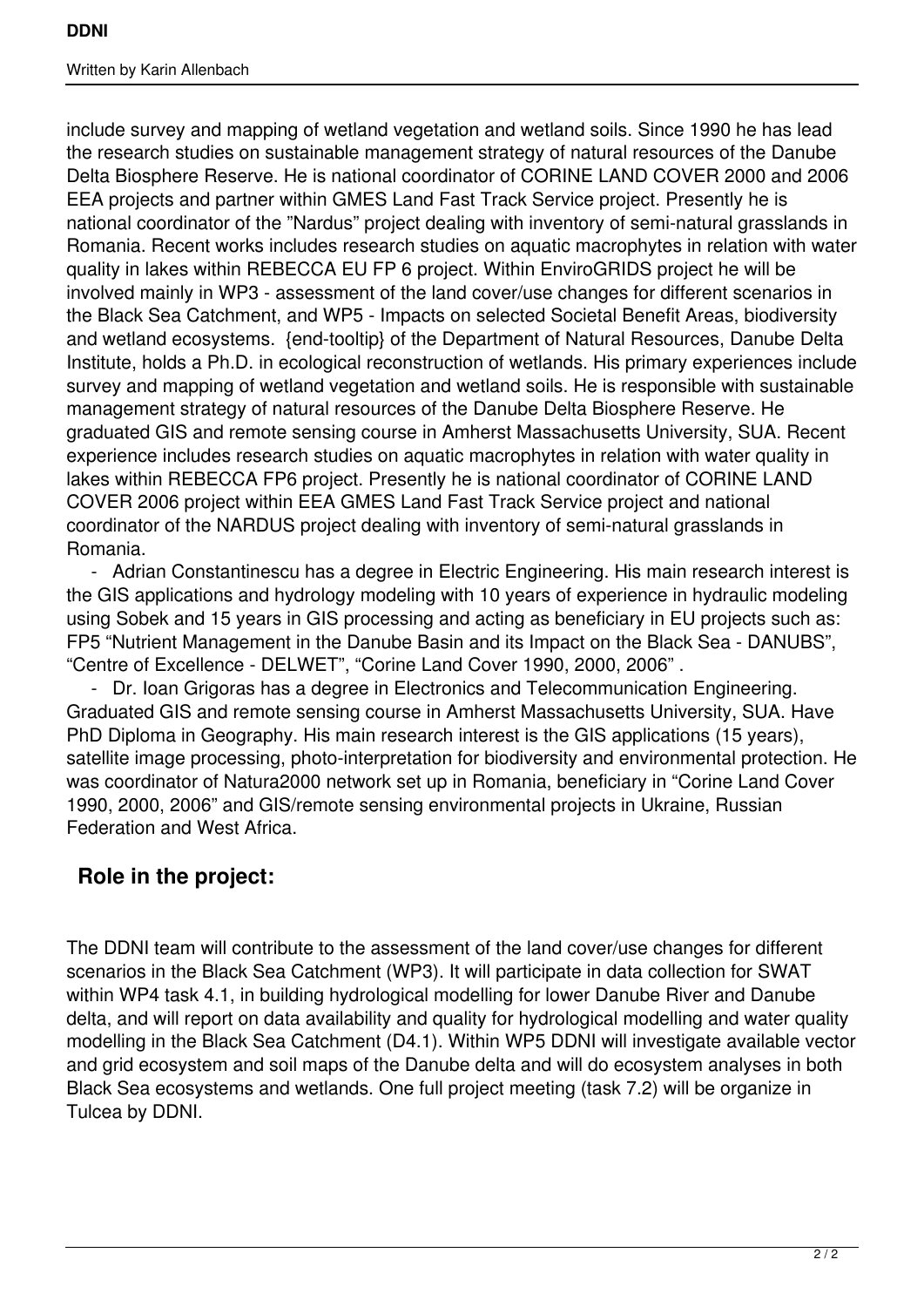include survey and mapping of wetland vegetation and wetland soils. Since 1990 he has lead the research studies on sustainable management strategy of natural resources of the Danube Delta Biosphere Reserve. He is national coordinator of CORINE LAND COVER 2000 and 2006 EEA projects and partner within GMES Land Fast Track Service project. Presently he is national coordinator of the "Nardus" project dealing with inventory of semi-natural grasslands in Romania. Recent works includes research studies on aquatic macrophytes in relation with water quality in lakes within REBECCA EU FP 6 project. Within EnviroGRIDS project he will be involved mainly in WP3 - assessment of the land cover/use changes for different scenarios in the Black Sea Catchment, and WP5 - Impacts on selected Societal Benefit Areas, biodiversity and wetland ecosystems. {end-tooltip} of the Department of Natural Resources, Danube Delta Institute, holds a Ph.D. in ecological reconstruction of wetlands. His primary experiences include survey and mapping of wetland vegetation and wetland soils. He is responsible with sustainable management strategy of natural resources of the Danube Delta Biosphere Reserve. He graduated GIS and remote sensing course in Amherst Massachusetts University, SUA. Recent experience includes research studies on aquatic macrophytes in relation with water quality in lakes within REBECCA FP6 project. Presently he is national coordinator of CORINE LAND COVER 2006 project within EEA GMES Land Fast Track Service project and national coordinator of the NARDUS project dealing with inventory of semi-natural grasslands in Romania.

- Adrian Constantinescu has a degree in Electric Engineering. His main research interest is the GIS applications and hydrology modeling with 10 years of experience in hydraulic modeling using Sobek and 15 years in GIS processing and acting as beneficiary in EU projects such as: FP5 "Nutrient Management in the Danube Basin and its Impact on the Black Sea - DANUBS", "Centre of Excellence - DELWET", "Corine Land Cover 1990, 2000, 2006" .
- Dr. Ioan Grigoras has a degree in Electronics and Telecommunication Engineering. Graduated GIS and remote sensing course in Amherst Massachusetts University, SUA. Have PhD Diploma in Geography. His main research interest is the GIS applications (15 years), satellite image processing, photo-interpretation for biodiversity and environmental protection. He was coordinator of Natura2000 network set up in Romania, beneficiary in "Corine Land Cover 1990, 2000, 2006" and GIS/remote sensing environmental projects in Ukraine, Russian Federation and West Africa.

## Role in the project:

The DDNI team will contribute to the assessment of the land cover/use changes for different scenarios in the Black Sea Catchment (WP3). It will participate in data collection for SWAT within WP4 task 4.1, in building hydrological modelling for lower Danube River and Danube delta, and will report on data availability and quality for hydrological modelling and water quality modelling in the Black Sea Catchment (D4.1). Within WP5 DDNI will investigate available vector and grid ecosystem and soil maps of the Danube delta and will do ecosystem analyses in both Black Sea ecosystems and wetlands. One full project meeting (task 7.2) will be organize in Tulcea by DDNI.